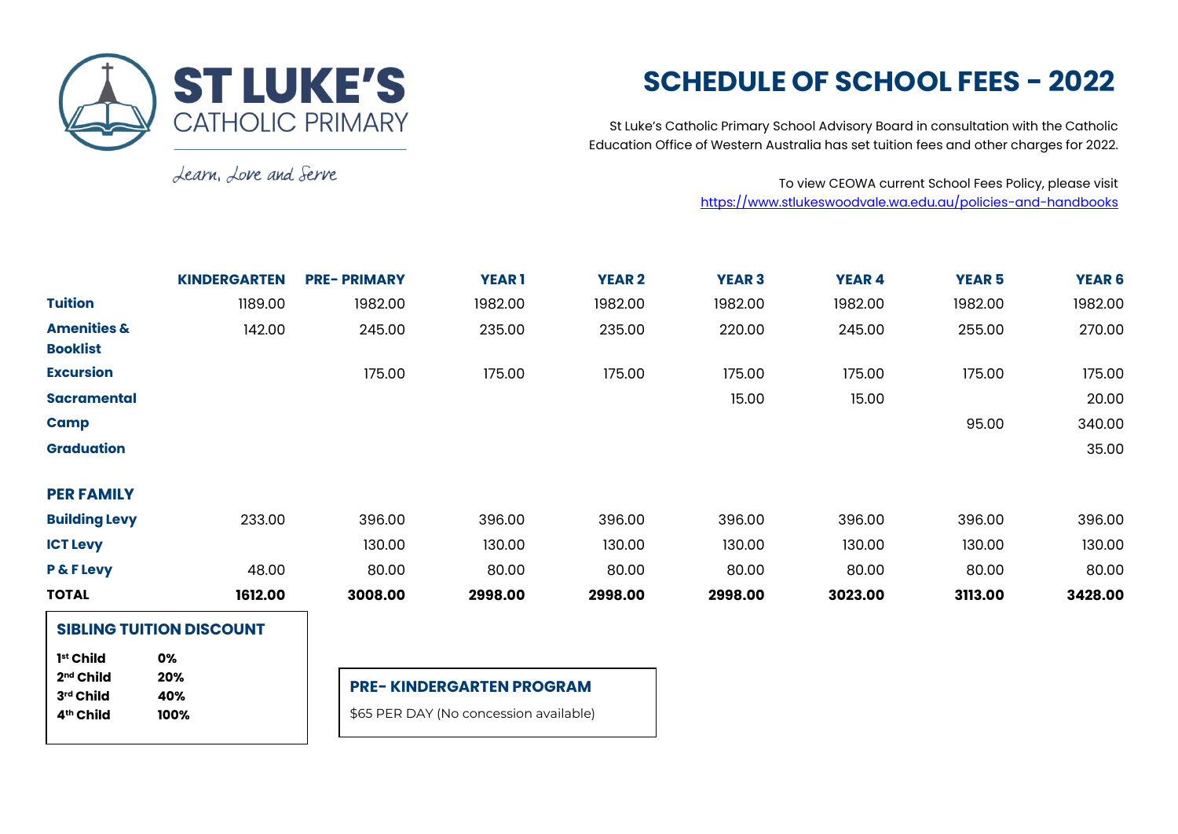# ST LUKE'S CATHOLIC PRIMARY

*Learn, Love and Serve*

# SCHEDULE OF SCHOOL FEES - 2022

St Luke's Catholic Primary School Advisory Board in consultation with the Catholic Education Office of Western Australia has set tuition fees and other charges for 2022.

To view CEOWA current School Fees Policy, please visit https://www.stlukeswoodvale.wa.edu.au/policies-and-handbooks

| | KINDERGARTEN | PRE- PRIMARY | YEAR 1 | YEAR 2 | YEAR 3 | YEAR 4 | YEAR 5 | YEAR 6 |
|---|---|---|---|---|---|---|---|---|
| **Tuition** | 1189.00 | 1982.00 | 1982.00 | 1982.00 | 1982.00 | 1982.00 | 1982.00 | 1982.00 |
| **Amenities & Booklist** | 142.00 | 245.00 | 235.00 | 235.00 | 220.00 | 245.00 | 255.00 | 270.00 |
| **Excursion** | | 175.00 | 175.00 | 175.00 | 175.00 | 175.00 | 175.00 | 175.00 |
| **Sacramental** | | | | | 15.00 | 15.00 | | 20.00 |
| **Camp** | | | | | | | 95.00 | 340.00 |
| **Graduation** | | | | | | | | 35.00 |
| **PER FAMILY** | | | | | | | | |
| **Building Levy** | 233.00 | 396.00 | 396.00 | 396.00 | 396.00 | 396.00 | 396.00 | 396.00 |
| **ICT Levy** | | 130.00 | 130.00 | 130.00 | 130.00 | 130.00 | 130.00 | 130.00 |
| **P & F Levy** | 48.00 | 80.00 | 80.00 | 80.00 | 80.00 | 80.00 | 80.00 | 80.00 |
| **TOTAL** | **1612.00** | **3008.00** | **2998.00** | **2998.00** | **2998.00** | **3023.00** | **3113.00** | **3428.00** |

## SIBLING TUITION DISCOUNT

| | |
|---|---|
| **1st Child** | **0%** |
| **2nd Child** | **20%** |
| **3rd Child** | **40%** |
| **4th Child** | **100%** |

## PRE- KINDERGARTEN PROGRAM

$65 PER DAY (No concession available)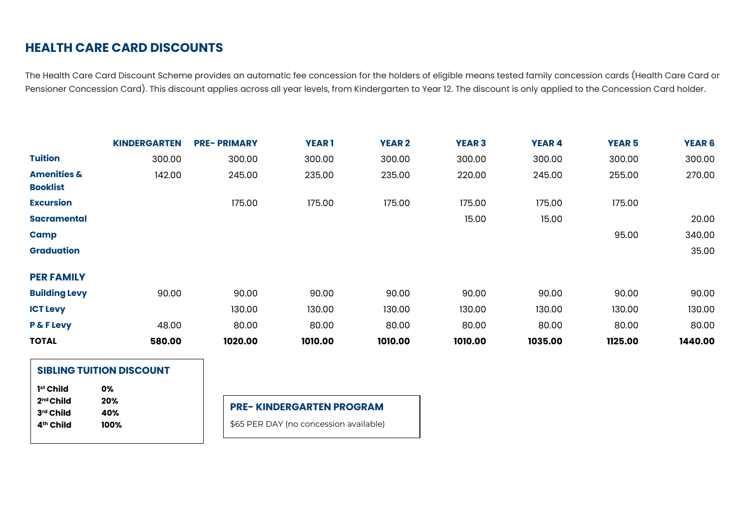## HEALTH CARE CARD DISCOUNTS

The Health Care Card Discount Scheme provides an automatic fee concession for the holders of eligible means tested family concession cards (Health Care Card or Pensioner Concession Card). This discount applies across all year levels, from Kindergarten to Year 12. The discount is only applied to the Concession Card holder.

| | KINDERGARTEN | PRE- PRIMARY | YEAR 1 | YEAR 2 | YEAR 3 | YEAR 4 | YEAR 5 | YEAR 6 |
|---|---|---|---|---|---|---|---|---|
| **Tuition** | 300.00 | 300.00 | 300.00 | 300.00 | 300.00 | 300.00 | 300.00 | 300.00 |
| **Amenities & Booklist** | 142.00 | 245.00 | 235.00 | 235.00 | 220.00 | 245.00 | 255.00 | 270.00 |
| **Excursion** | | 175.00 | 175.00 | 175.00 | 175.00 | 175.00 | 175.00 | |
| **Sacramental** | | | | | 15.00 | 15.00 | | 20.00 |
| **Camp** | | | | | | | 95.00 | 340.00 |
| **Graduation** | | | | | | | | 35.00 |
| **PER FAMILY** | | | | | | | | |
| **Building Levy** | 90.00 | 90.00 | 90.00 | 90.00 | 90.00 | 90.00 | 90.00 | 90.00 |
| **ICT Levy** | | 130.00 | 130.00 | 130.00 | 130.00 | 130.00 | 130.00 | 130.00 |
| **P & F Levy** | 48.00 | 80.00 | 80.00 | 80.00 | 80.00 | 80.00 | 80.00 | 80.00 |
| **TOTAL** | **580.00** | **1020.00** | **1010.00** | **1010.00** | **1010.00** | **1035.00** | **1125.00** | **1440.00** |

### SIBLING TUITION DISCOUNT

| | |
|---|---|
| **1st Child** | **0%** |
| **2nd Child** | **20%** |
| **3rd Child** | **40%** |
| **4th Child** | **100%** |

### PRE- KINDERGARTEN PROGRAM

$65 PER DAY (no concession available)